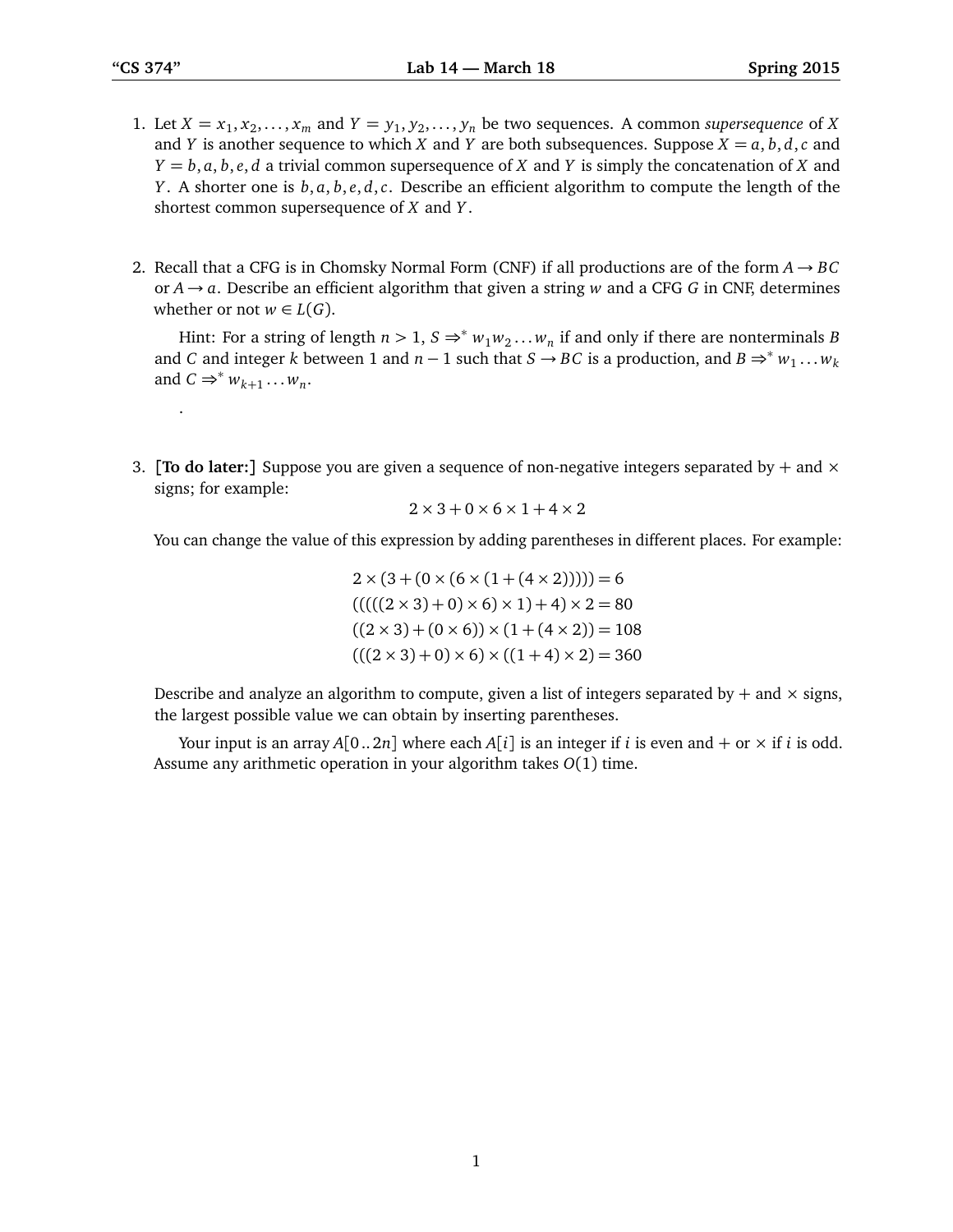1. Let $X = x_1, x_2, \ldots, x_m$ and $Y = y_1, y_2, \ldots, y_n$ be two sequences. A common *supersequence* of $X$ and $Y$ is another sequence to which $X$ and $Y$ are both subsequences. Suppose $X = a, b, d, c$ and $Y = b, a, b, e, d$ a trivial common supersequence of $X$ and $Y$ is simply the concatenation of $X$ and $Y$. A shorter one is $b, a, b, e, d, c$. Describe an efficient algorithm to compute the length of the shortest common supersequence of $X$ and $Y$.

2. Recall that a CFG is in Chomsky Normal Form (CNF) if all productions are of the form $A \to BC$ or $A \to a$. Describe an efficient algorithm that given a string $w$ and a CFG $G$ in CNF, determines whether or not $w \in L(G)$.

   Hint: For a string of length $n > 1$, $S \Rightarrow^* w_1 w_2 \ldots w_n$ if and only if there are nonterminals $B$ and $C$ and integer $k$ between 1 and $n-1$ such that $S \to BC$ is a production, and $B \Rightarrow^* w_1 \ldots w_k$ and $C \Rightarrow^* w_{k+1} \ldots w_n$.

   .

3. **[To do later:]** Suppose you are given a sequence of non-negative integers separated by $+$ and $\times$ signs; for example:

   $$2 \times 3 + 0 \times 6 \times 1 + 4 \times 2$$

   You can change the value of this expression by adding parentheses in different places. For example:

   $$2 \times (3 + (0 \times (6 \times (1 + (4 \times 2))))) = 6$$
   $$(((((2 \times 3) + 0) \times 6) \times 1) + 4) \times 2 = 80$$
   $$((2 \times 3) + (0 \times 6)) \times (1 + (4 \times 2)) = 108$$
   $$(((2 \times 3) + 0) \times 6) \times ((1 + 4) \times 2) = 360$$

   Describe and analyze an algorithm to compute, given a list of integers separated by $+$ and $\times$ signs, the largest possible value we can obtain by inserting parentheses.

   Your input is an array $A[0..2n]$ where each $A[i]$ is an integer if $i$ is even and $+$ or $\times$ if $i$ is odd. Assume any arithmetic operation in your algorithm takes $O(1)$ time.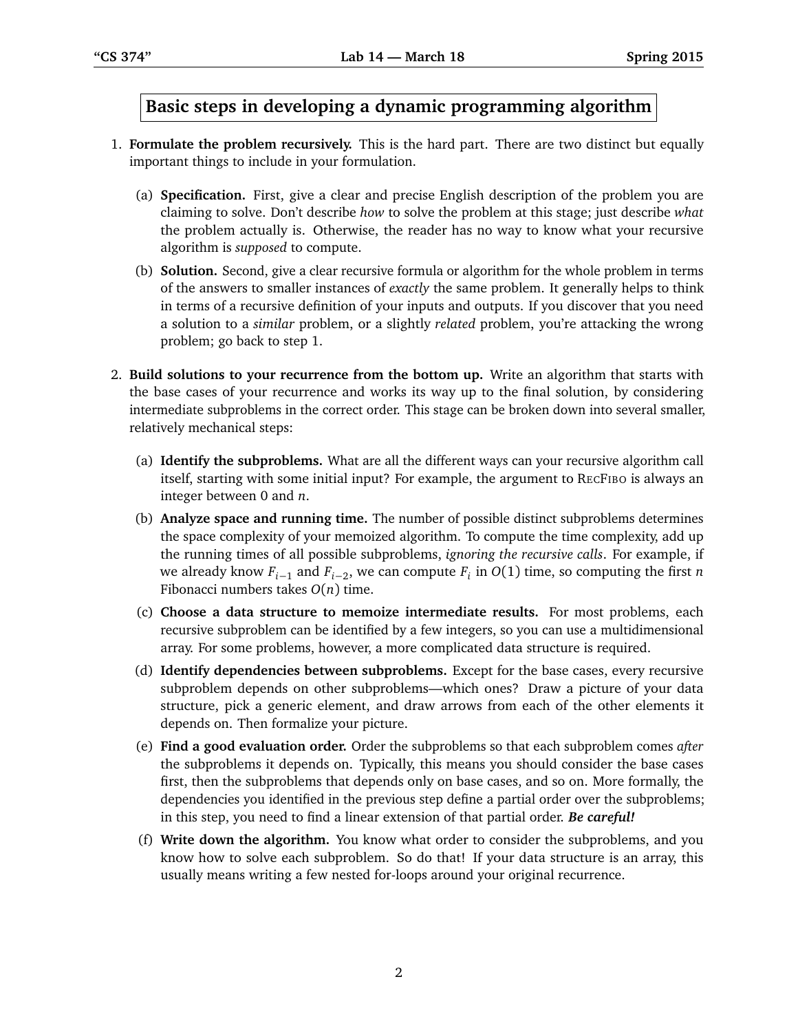# Basic steps in developing a dynamic programming algorithm

1. **Formulate the problem recursively.** This is the hard part. There are two distinct but equally important things to include in your formulation.

   (a) **Specification.** First, give a clear and precise English description of the problem you are claiming to solve. Don't describe *how* to solve the problem at this stage; just describe *what* the problem actually is. Otherwise, the reader has no way to know what your recursive algorithm is *supposed* to compute.

   (b) **Solution.** Second, give a clear recursive formula or algorithm for the whole problem in terms of the answers to smaller instances of *exactly* the same problem. It generally helps to think in terms of a recursive definition of your inputs and outputs. If you discover that you need a solution to a *similar* problem, or a slightly *related* problem, you're attacking the wrong problem; go back to step 1.

2. **Build solutions to your recurrence from the bottom up.** Write an algorithm that starts with the base cases of your recurrence and works its way up to the final solution, by considering intermediate subproblems in the correct order. This stage can be broken down into several smaller, relatively mechanical steps:

   (a) **Identify the subproblems.** What are all the different ways can your recursive algorithm call itself, starting with some initial input? For example, the argument to RecFibo is always an integer between 0 and $n$.

   (b) **Analyze space and running time.** The number of possible distinct subproblems determines the space complexity of your memoized algorithm. To compute the time complexity, add up the running times of all possible subproblems, *ignoring the recursive calls*. For example, if we already know $F_{i-1}$ and $F_{i-2}$, we can compute $F_i$ in $O(1)$ time, so computing the first $n$ Fibonacci numbers takes $O(n)$ time.

   (c) **Choose a data structure to memoize intermediate results.** For most problems, each recursive subproblem can be identified by a few integers, so you can use a multidimensional array. For some problems, however, a more complicated data structure is required.

   (d) **Identify dependencies between subproblems.** Except for the base cases, every recursive subproblem depends on other subproblems—which ones? Draw a picture of your data structure, pick a generic element, and draw arrows from each of the other elements it depends on. Then formalize your picture.

   (e) **Find a good evaluation order.** Order the subproblems so that each subproblem comes *after* the subproblems it depends on. Typically, this means you should consider the base cases first, then the subproblems that depends only on base cases, and so on. More formally, the dependencies you identified in the previous step define a partial order over the subproblems; in this step, you need to find a linear extension of that partial order. ***Be careful!***

   (f) **Write down the algorithm.** You know what order to consider the subproblems, and you know how to solve each subproblem. So do that! If your data structure is an array, this usually means writing a few nested for-loops around your original recurrence.